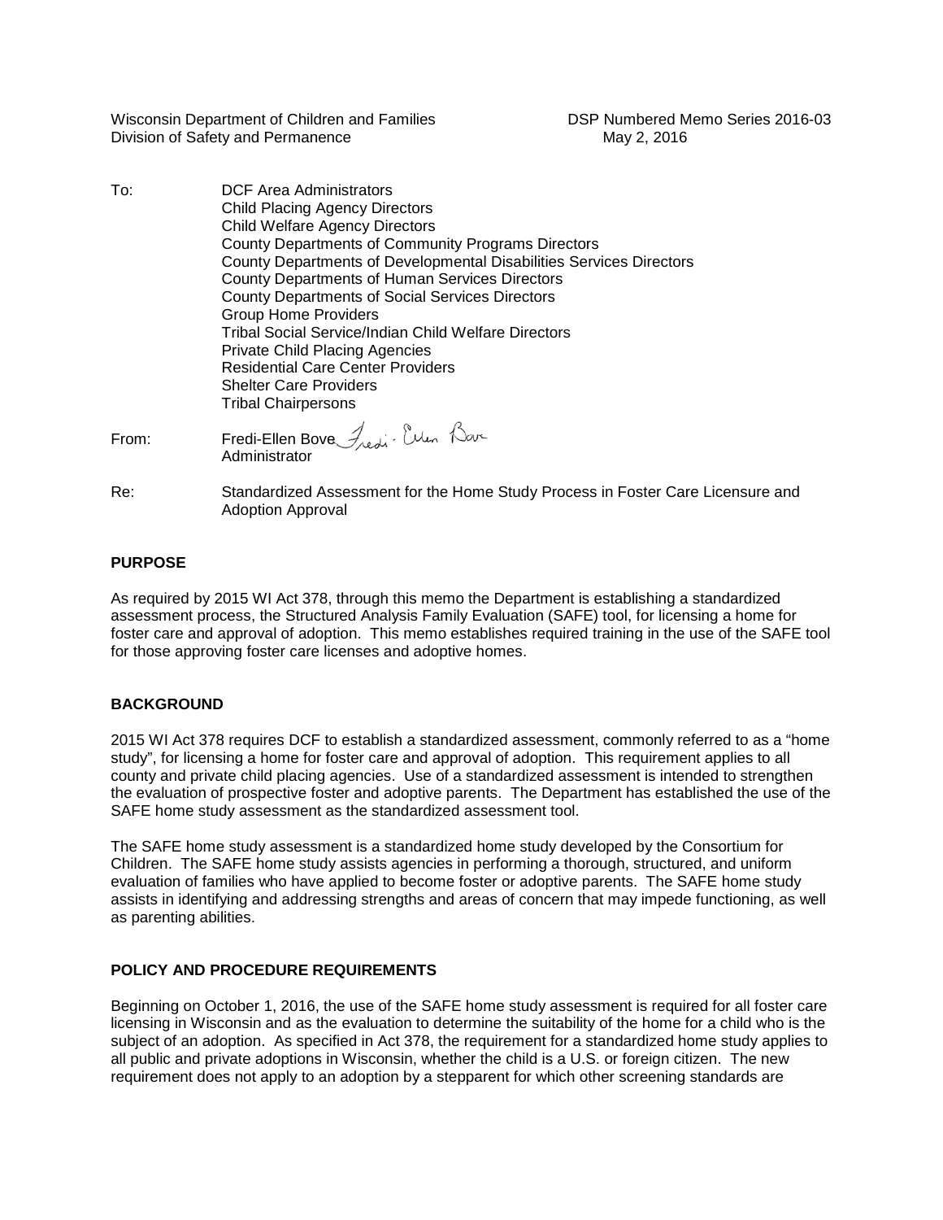Wisconsin Department of Children and Families
Division of Safety and Permanence

DSP Numbered Memo Series 2016-03
May 2, 2016

To: DCF Area Administrators
Child Placing Agency Directors
Child Welfare Agency Directors
County Departments of Community Programs Directors
County Departments of Developmental Disabilities Services Directors
County Departments of Human Services Directors
County Departments of Social Services Directors
Group Home Providers
Tribal Social Service/Indian Child Welfare Directors
Private Child Placing Agencies
Residential Care Center Providers
Shelter Care Providers
Tribal Chairpersons

From: Fredi-Ellen Bove
Administrator

Re: Standardized Assessment for the Home Study Process in Foster Care Licensure and Adoption Approval

**PURPOSE**

As required by 2015 WI Act 378, through this memo the Department is establishing a standardized assessment process, the Structured Analysis Family Evaluation (SAFE) tool, for licensing a home for foster care and approval of adoption. This memo establishes required training in the use of the SAFE tool for those approving foster care licenses and adoptive homes.

**BACKGROUND**

2015 WI Act 378 requires DCF to establish a standardized assessment, commonly referred to as a "home study", for licensing a home for foster care and approval of adoption. This requirement applies to all county and private child placing agencies. Use of a standardized assessment is intended to strengthen the evaluation of prospective foster and adoptive parents. The Department has established the use of the SAFE home study assessment as the standardized assessment tool.

The SAFE home study assessment is a standardized home study developed by the Consortium for Children. The SAFE home study assists agencies in performing a thorough, structured, and uniform evaluation of families who have applied to become foster or adoptive parents. The SAFE home study assists in identifying and addressing strengths and areas of concern that may impede functioning, as well as parenting abilities.

**POLICY AND PROCEDURE REQUIREMENTS**

Beginning on October 1, 2016, the use of the SAFE home study assessment is required for all foster care licensing in Wisconsin and as the evaluation to determine the suitability of the home for a child who is the subject of an adoption. As specified in Act 378, the requirement for a standardized home study applies to all public and private adoptions in Wisconsin, whether the child is a U.S. or foreign citizen. The new requirement does not apply to an adoption by a stepparent for which other screening standards are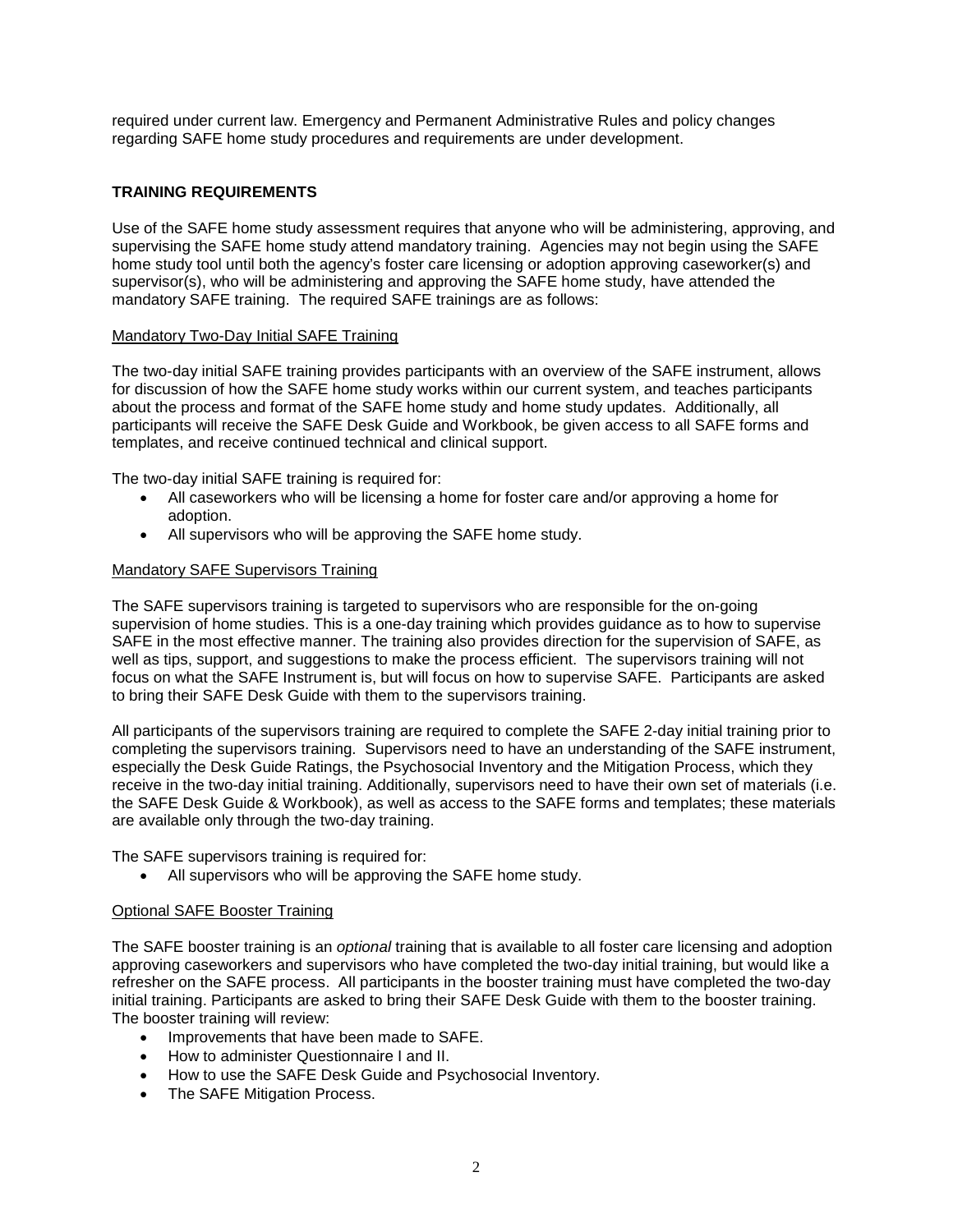required under current law. Emergency and Permanent Administrative Rules and policy changes regarding SAFE home study procedures and requirements are under development.

## TRAINING REQUIREMENTS

Use of the SAFE home study assessment requires that anyone who will be administering, approving, and supervising the SAFE home study attend mandatory training. Agencies may not begin using the SAFE home study tool until both the agency's foster care licensing or adoption approving caseworker(s) and supervisor(s), who will be administering and approving the SAFE home study, have attended the mandatory SAFE training. The required SAFE trainings are as follows:

### Mandatory Two-Day Initial SAFE Training

The two-day initial SAFE training provides participants with an overview of the SAFE instrument, allows for discussion of how the SAFE home study works within our current system, and teaches participants about the process and format of the SAFE home study and home study updates. Additionally, all participants will receive the SAFE Desk Guide and Workbook, be given access to all SAFE forms and templates, and receive continued technical and clinical support.

The two-day initial SAFE training is required for:

- All caseworkers who will be licensing a home for foster care and/or approving a home for adoption.
- All supervisors who will be approving the SAFE home study.

### Mandatory SAFE Supervisors Training

The SAFE supervisors training is targeted to supervisors who are responsible for the on-going supervision of home studies. This is a one-day training which provides guidance as to how to supervise SAFE in the most effective manner. The training also provides direction for the supervision of SAFE, as well as tips, support, and suggestions to make the process efficient. The supervisors training will not focus on what the SAFE Instrument is, but will focus on how to supervise SAFE. Participants are asked to bring their SAFE Desk Guide with them to the supervisors training.

All participants of the supervisors training are required to complete the SAFE 2-day initial training prior to completing the supervisors training. Supervisors need to have an understanding of the SAFE instrument, especially the Desk Guide Ratings, the Psychosocial Inventory and the Mitigation Process, which they receive in the two-day initial training. Additionally, supervisors need to have their own set of materials (i.e. the SAFE Desk Guide & Workbook), as well as access to the SAFE forms and templates; these materials are available only through the two-day training.

The SAFE supervisors training is required for:

- All supervisors who will be approving the SAFE home study.

### Optional SAFE Booster Training

The SAFE booster training is an *optional* training that is available to all foster care licensing and adoption approving caseworkers and supervisors who have completed the two-day initial training, but would like a refresher on the SAFE process. All participants in the booster training must have completed the two-day initial training. Participants are asked to bring their SAFE Desk Guide with them to the booster training. The booster training will review:

- Improvements that have been made to SAFE.
- How to administer Questionnaire I and II.
- How to use the SAFE Desk Guide and Psychosocial Inventory.
- The SAFE Mitigation Process.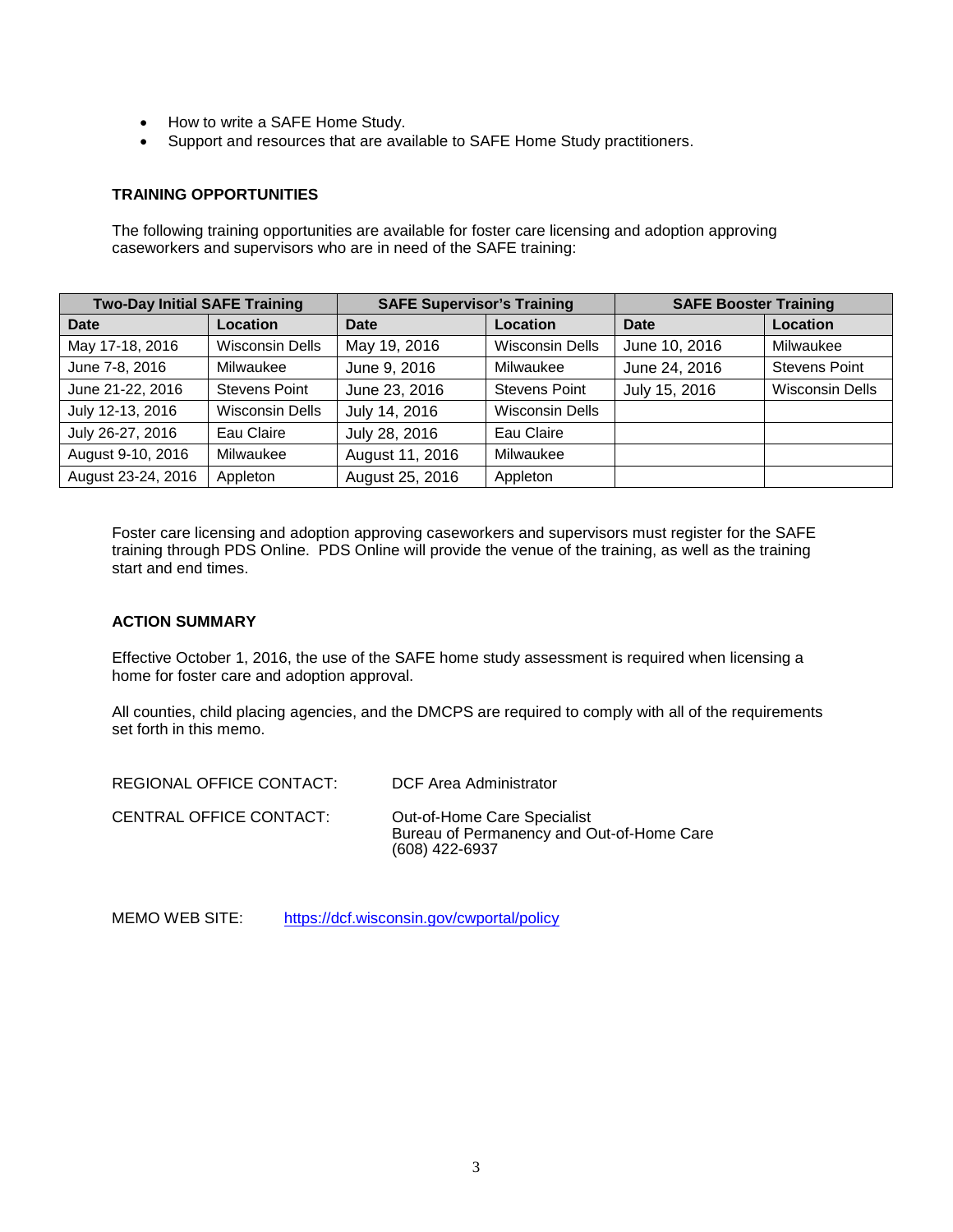- How to write a SAFE Home Study.
- Support and resources that are available to SAFE Home Study practitioners.

**TRAINING OPPORTUNITIES**

The following training opportunities are available for foster care licensing and adoption approving caseworkers and supervisors who are in need of the SAFE training:

| Two-Day Initial SAFE Training | | SAFE Supervisor's Training | | SAFE Booster Training | |
|---|---|---|---|---|---|
| **Date** | **Location** | **Date** | **Location** | **Date** | **Location** |
| May 17-18, 2016 | Wisconsin Dells | May 19, 2016 | Wisconsin Dells | June 10, 2016 | Milwaukee |
| June 7-8, 2016 | Milwaukee | June 9, 2016 | Milwaukee | June 24, 2016 | Stevens Point |
| June 21-22, 2016 | Stevens Point | June 23, 2016 | Stevens Point | July 15, 2016 | Wisconsin Dells |
| July 12-13, 2016 | Wisconsin Dells | July 14, 2016 | Wisconsin Dells | | |
| July 26-27, 2016 | Eau Claire | July 28, 2016 | Eau Claire | | |
| August 9-10, 2016 | Milwaukee | August 11, 2016 | Milwaukee | | |
| August 23-24, 2016 | Appleton | August 25, 2016 | Appleton | | |

Foster care licensing and adoption approving caseworkers and supervisors must register for the SAFE training through PDS Online. PDS Online will provide the venue of the training, as well as the training start and end times.

**ACTION SUMMARY**

Effective October 1, 2016, the use of the SAFE home study assessment is required when licensing a home for foster care and adoption approval.

All counties, child placing agencies, and the DMCPS are required to comply with all of the requirements set forth in this memo.

REGIONAL OFFICE CONTACT: DCF Area Administrator

CENTRAL OFFICE CONTACT: Out-of-Home Care Specialist
Bureau of Permanency and Out-of-Home Care
(608) 422-6937

MEMO WEB SITE: https://dcf.wisconsin.gov/cwportal/policy